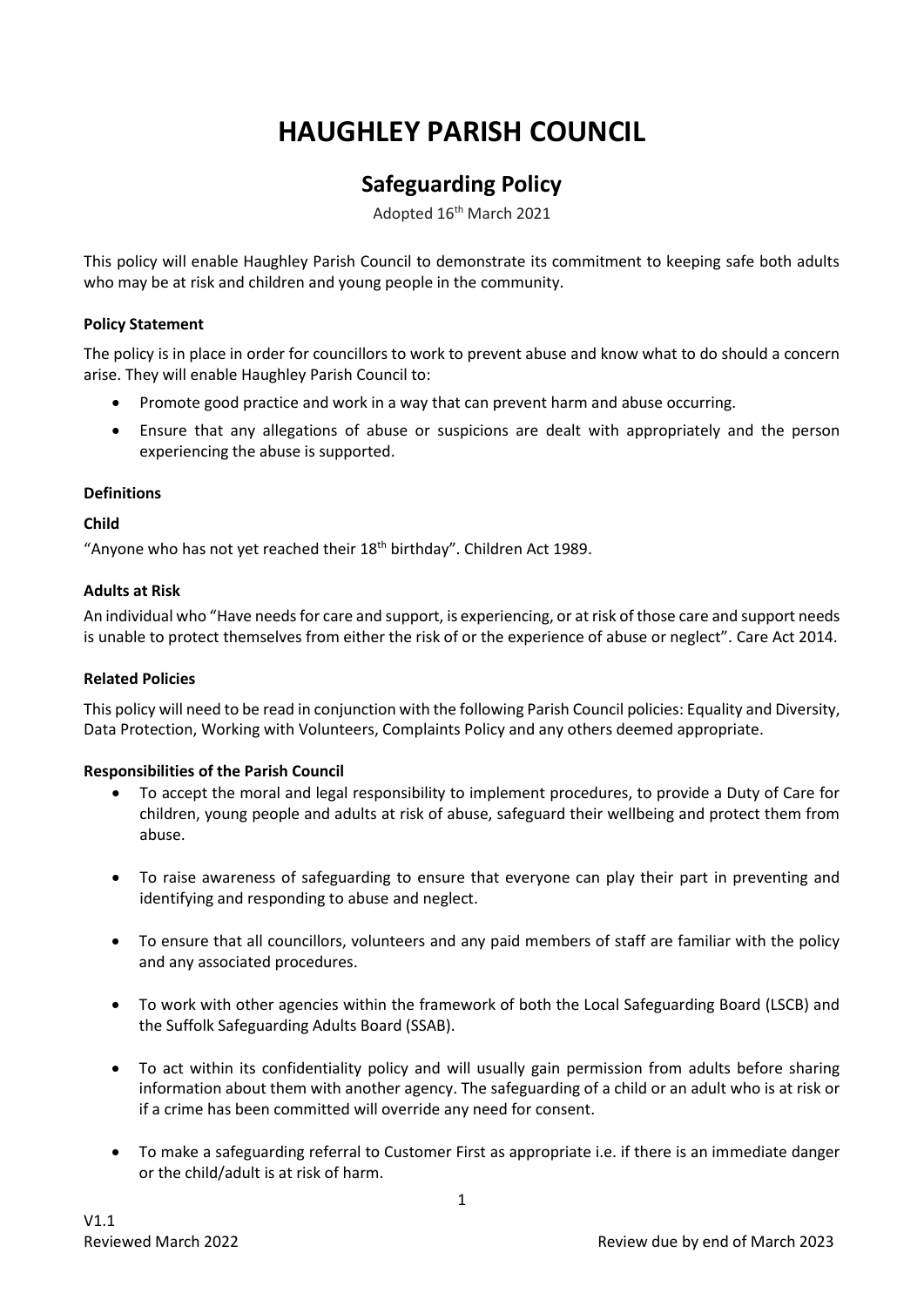# HAUGHLEY PARISH COUNCIL

## Safeguarding Policy

Adopted 16th March 2021

This policy will enable Haughley Parish Council to demonstrate its commitment to keeping safe both adults who may be at risk and children and young people in the community.

**Policy Statement**

The policy is in place in order for councillors to work to prevent abuse and know what to do should a concern arise. They will enable Haughley Parish Council to:

- Promote good practice and work in a way that can prevent harm and abuse occurring.
- Ensure that any allegations of abuse or suspicions are dealt with appropriately and the person experiencing the abuse is supported.

**Definitions**

**Child**

"Anyone who has not yet reached their 18th birthday". Children Act 1989.

**Adults at Risk**

An individual who "Have needs for care and support, is experiencing, or at risk of those care and support needs is unable to protect themselves from either the risk of or the experience of abuse or neglect". Care Act 2014.

**Related Policies**

This policy will need to be read in conjunction with the following Parish Council policies: Equality and Diversity, Data Protection, Working with Volunteers, Complaints Policy and any others deemed appropriate.

**Responsibilities of the Parish Council**

- To accept the moral and legal responsibility to implement procedures, to provide a Duty of Care for children, young people and adults at risk of abuse, safeguard their wellbeing and protect them from abuse.
- To raise awareness of safeguarding to ensure that everyone can play their part in preventing and identifying and responding to abuse and neglect.
- To ensure that all councillors, volunteers and any paid members of staff are familiar with the policy and any associated procedures.
- To work with other agencies within the framework of both the Local Safeguarding Board (LSCB) and the Suffolk Safeguarding Adults Board (SSAB).
- To act within its confidentiality policy and will usually gain permission from adults before sharing information about them with another agency. The safeguarding of a child or an adult who is at risk or if a crime has been committed will override any need for consent.
- To make a safeguarding referral to Customer First as appropriate i.e. if there is an immediate danger or the child/adult is at risk of harm.

V1.1
Reviewed March 2022 Review due by end of March 2023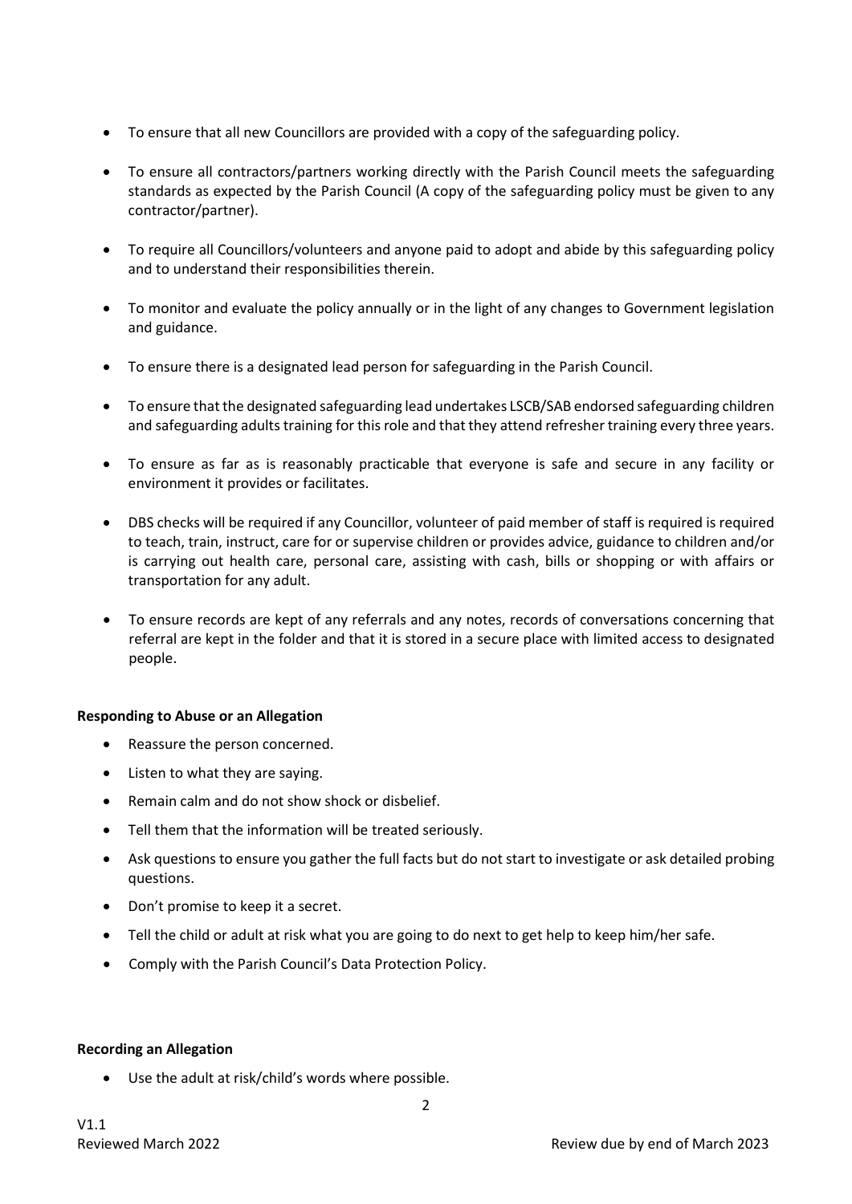- To ensure that all new Councillors are provided with a copy of the safeguarding policy.
- To ensure all contractors/partners working directly with the Parish Council meets the safeguarding standards as expected by the Parish Council (A copy of the safeguarding policy must be given to any contractor/partner).
- To require all Councillors/volunteers and anyone paid to adopt and abide by this safeguarding policy and to understand their responsibilities therein.
- To monitor and evaluate the policy annually or in the light of any changes to Government legislation and guidance.
- To ensure there is a designated lead person for safeguarding in the Parish Council.
- To ensure that the designated safeguarding lead undertakes LSCB/SAB endorsed safeguarding children and safeguarding adults training for this role and that they attend refresher training every three years.
- To ensure as far as is reasonably practicable that everyone is safe and secure in any facility or environment it provides or facilitates.
- DBS checks will be required if any Councillor, volunteer of paid member of staff is required is required to teach, train, instruct, care for or supervise children or provides advice, guidance to children and/or is carrying out health care, personal care, assisting with cash, bills or shopping or with affairs or transportation for any adult.
- To ensure records are kept of any referrals and any notes, records of conversations concerning that referral are kept in the folder and that it is stored in a secure place with limited access to designated people.

**Responding to Abuse or an Allegation**

- Reassure the person concerned.
- Listen to what they are saying.
- Remain calm and do not show shock or disbelief.
- Tell them that the information will be treated seriously.
- Ask questions to ensure you gather the full facts but do not start to investigate or ask detailed probing questions.
- Don't promise to keep it a secret.
- Tell the child or adult at risk what you are going to do next to get help to keep him/her safe.
- Comply with the Parish Council's Data Protection Policy.

**Recording an Allegation**

- Use the adult at risk/child's words where possible.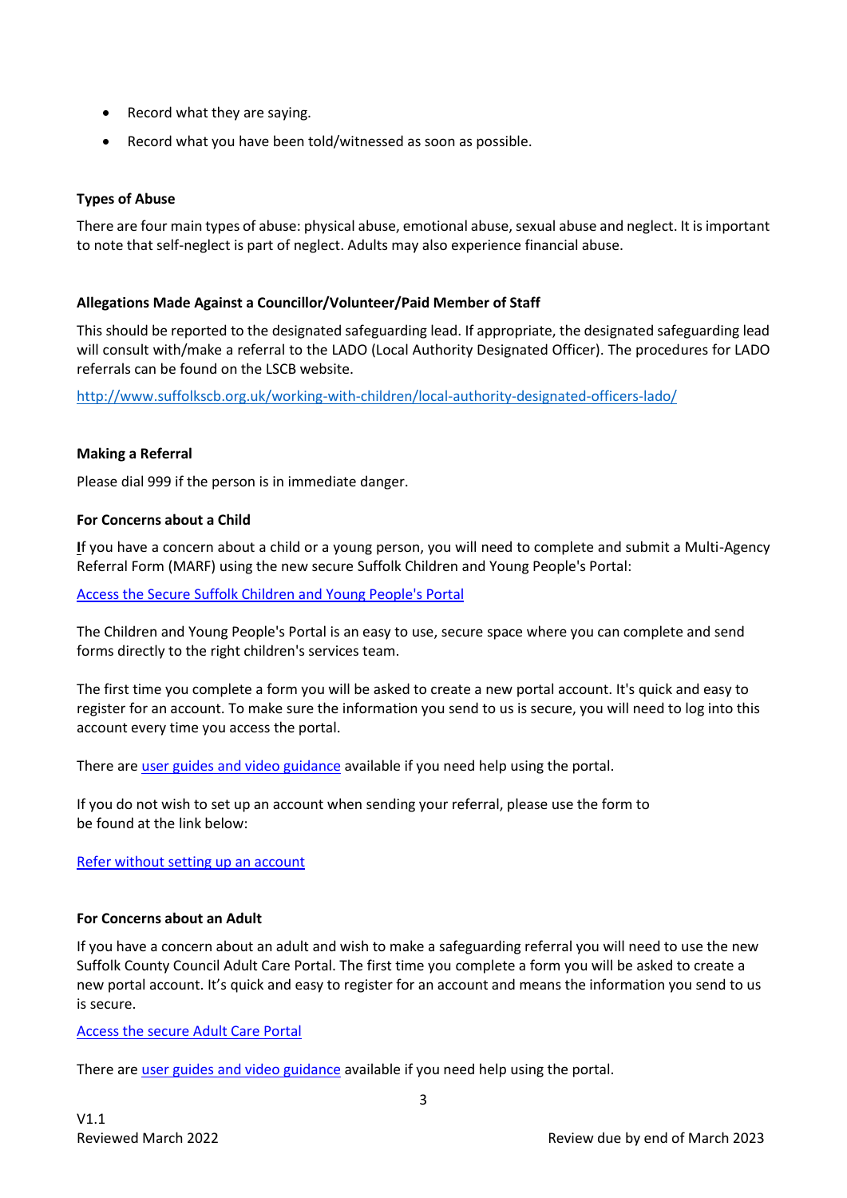- Record what they are saying.
- Record what you have been told/witnessed as soon as possible.

**Types of Abuse**

There are four main types of abuse: physical abuse, emotional abuse, sexual abuse and neglect. It is important to note that self-neglect is part of neglect. Adults may also experience financial abuse.

**Allegations Made Against a Councillor/Volunteer/Paid Member of Staff**

This should be reported to the designated safeguarding lead. If appropriate, the designated safeguarding lead will consult with/make a referral to the LADO (Local Authority Designated Officer). The procedures for LADO referrals can be found on the LSCB website.

http://www.suffolkscb.org.uk/working-with-children/local-authority-designated-officers-lado/

**Making a Referral**

Please dial 999 if the person is in immediate danger.

**For Concerns about a Child**

**I**f you have a concern about a child or a young person, you will need to complete and submit a Multi-Agency Referral Form (MARF) using the new secure Suffolk Children and Young People's Portal:

Access the Secure Suffolk Children and Young People's Portal

The Children and Young People's Portal is an easy to use, secure space where you can complete and send forms directly to the right children's services team.

The first time you complete a form you will be asked to create a new portal account. It's quick and easy to register for an account. To make sure the information you send to us is secure, you will need to log into this account every time you access the portal.

There are user guides and video guidance available if you need help using the portal.

If you do not wish to set up an account when sending your referral, please use the form to be found at the link below:

Refer without setting up an account

**For Concerns about an Adult**

If you have a concern about an adult and wish to make a safeguarding referral you will need to use the new Suffolk County Council Adult Care Portal. The first time you complete a form you will be asked to create a new portal account. It's quick and easy to register for an account and means the information you send to us is secure.

Access the secure Adult Care Portal

There are user guides and video guidance available if you need help using the portal.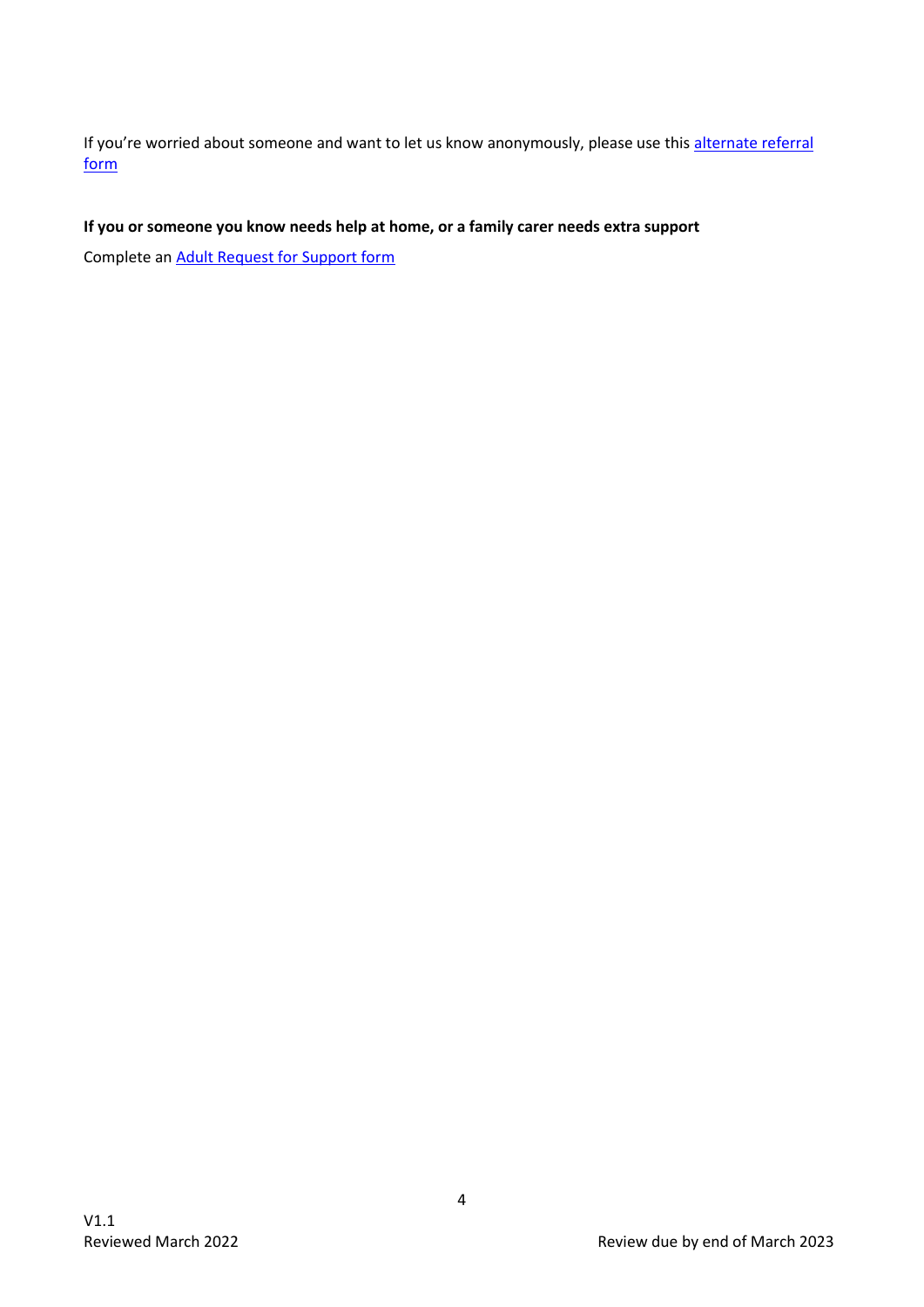If you're worried about someone and want to let us know anonymously, please use this alternate referral form

**If you or someone you know needs help at home, or a family carer needs extra support**

Complete an Adult Request for Support form